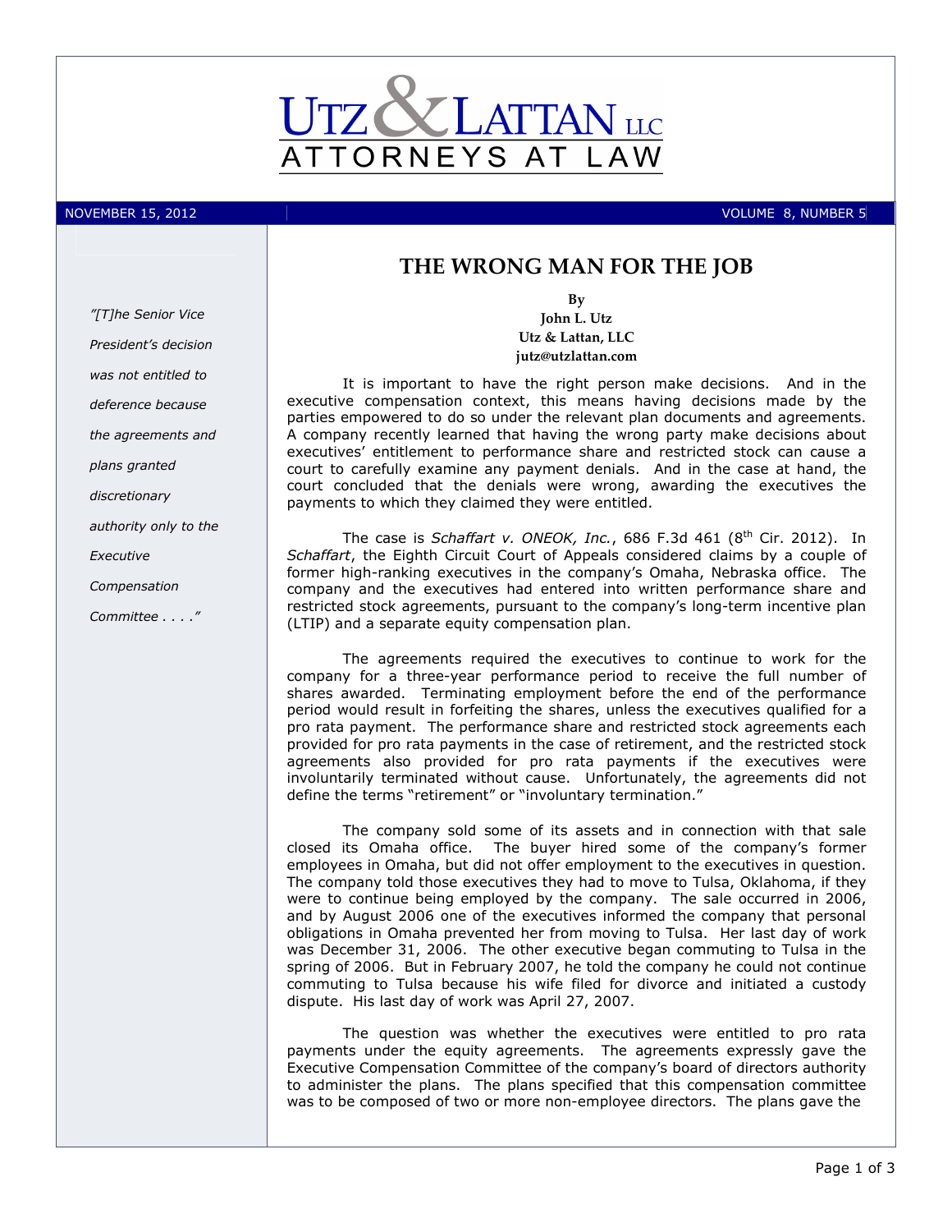# UTZ & LATTAN LLC
ATTORNEYS AT LAW

NOVEMBER 15, 2012 — VOLUME 8, NUMBER 5

*"[T]he Senior Vice President's decision was not entitled to deference because the agreements and plans granted discretionary authority only to the Executive Compensation Committee . . . ."*

## THE WRONG MAN FOR THE JOB

**By**
**John L. Utz**
**Utz & Lattan, LLC**
**jutz@utzlattan.com**

It is important to have the right person make decisions. And in the executive compensation context, this means having decisions made by the parties empowered to do so under the relevant plan documents and agreements. A company recently learned that having the wrong party make decisions about executives' entitlement to performance share and restricted stock can cause a court to carefully examine any payment denials. And in the case at hand, the court concluded that the denials were wrong, awarding the executives the payments to which they claimed they were entitled.

The case is *Schaffart v. ONEOK, Inc.*, 686 F.3d 461 (8th Cir. 2012). In *Schaffart*, the Eighth Circuit Court of Appeals considered claims by a couple of former high-ranking executives in the company's Omaha, Nebraska office. The company and the executives had entered into written performance share and restricted stock agreements, pursuant to the company's long-term incentive plan (LTIP) and a separate equity compensation plan.

The agreements required the executives to continue to work for the company for a three-year performance period to receive the full number of shares awarded. Terminating employment before the end of the performance period would result in forfeiting the shares, unless the executives qualified for a pro rata payment. The performance share and restricted stock agreements each provided for pro rata payments in the case of retirement, and the restricted stock agreements also provided for pro rata payments if the executives were involuntarily terminated without cause. Unfortunately, the agreements did not define the terms "retirement" or "involuntary termination."

The company sold some of its assets and in connection with that sale closed its Omaha office. The buyer hired some of the company's former employees in Omaha, but did not offer employment to the executives in question. The company told those executives they had to move to Tulsa, Oklahoma, if they were to continue being employed by the company. The sale occurred in 2006, and by August 2006 one of the executives informed the company that personal obligations in Omaha prevented her from moving to Tulsa. Her last day of work was December 31, 2006. The other executive began commuting to Tulsa in the spring of 2006. But in February 2007, he told the company he could not continue commuting to Tulsa because his wife filed for divorce and initiated a custody dispute. His last day of work was April 27, 2007.

The question was whether the executives were entitled to pro rata payments under the equity agreements. The agreements expressly gave the Executive Compensation Committee of the company's board of directors authority to administer the plans. The plans specified that this compensation committee was to be composed of two or more non-employee directors. The plans gave the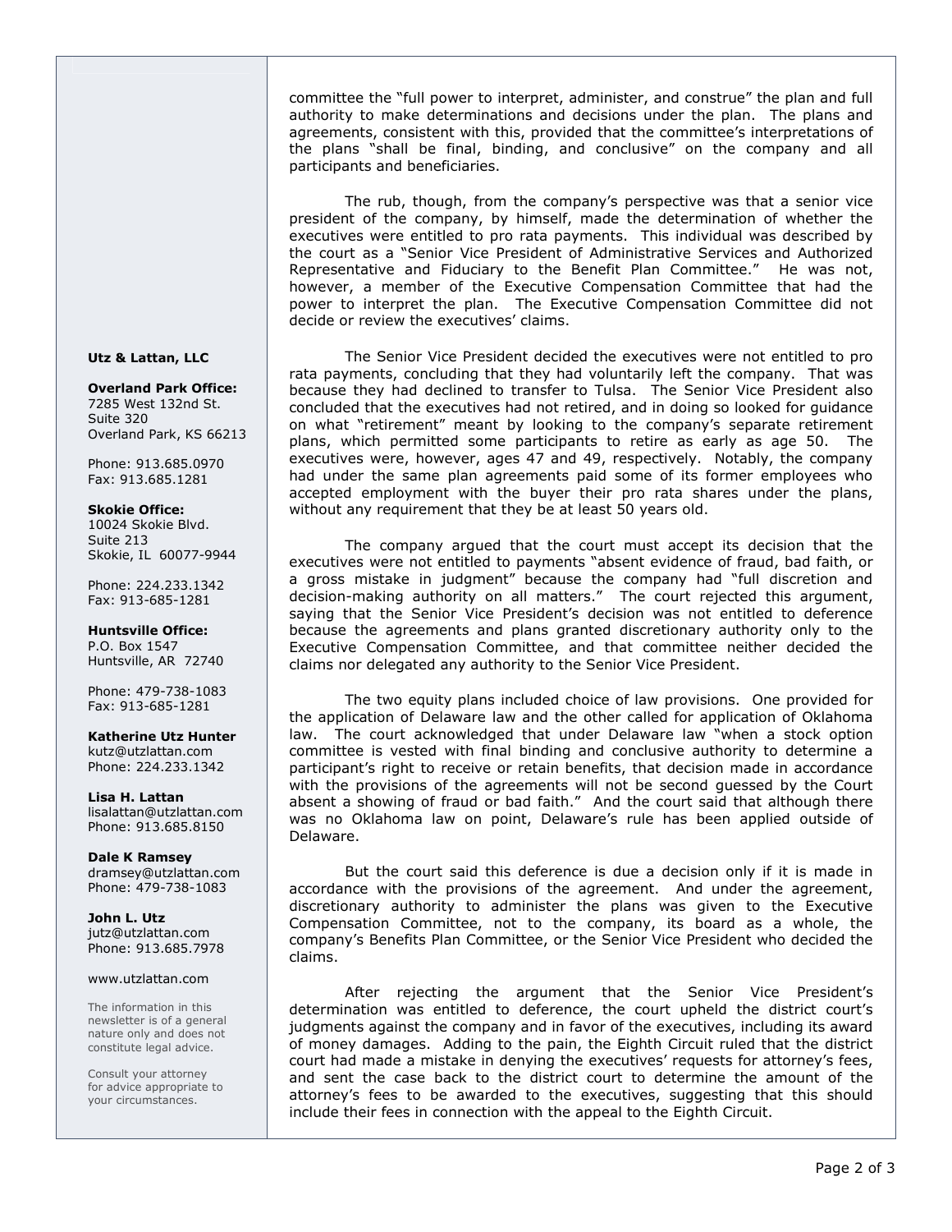committee the "full power to interpret, administer, and construe" the plan and full authority to make determinations and decisions under the plan. The plans and agreements, consistent with this, provided that the committee's interpretations of the plans "shall be final, binding, and conclusive" on the company and all participants and beneficiaries.

The rub, though, from the company's perspective was that a senior vice president of the company, by himself, made the determination of whether the executives were entitled to pro rata payments. This individual was described by the court as a "Senior Vice President of Administrative Services and Authorized Representative and Fiduciary to the Benefit Plan Committee." He was not, however, a member of the Executive Compensation Committee that had the power to interpret the plan. The Executive Compensation Committee did not decide or review the executives' claims.

The Senior Vice President decided the executives were not entitled to pro rata payments, concluding that they had voluntarily left the company. That was because they had declined to transfer to Tulsa. The Senior Vice President also concluded that the executives had not retired, and in doing so looked for guidance on what "retirement" meant by looking to the company's separate retirement plans, which permitted some participants to retire as early as age 50. The executives were, however, ages 47 and 49, respectively. Notably, the company had under the same plan agreements paid some of its former employees who accepted employment with the buyer their pro rata shares under the plans, without any requirement that they be at least 50 years old.

The company argued that the court must accept its decision that the executives were not entitled to payments "absent evidence of fraud, bad faith, or a gross mistake in judgment" because the company had "full discretion and decision-making authority on all matters." The court rejected this argument, saying that the Senior Vice President's decision was not entitled to deference because the agreements and plans granted discretionary authority only to the Executive Compensation Committee, and that committee neither decided the claims nor delegated any authority to the Senior Vice President.

The two equity plans included choice of law provisions. One provided for the application of Delaware law and the other called for application of Oklahoma law. The court acknowledged that under Delaware law "when a stock option committee is vested with final binding and conclusive authority to determine a participant's right to receive or retain benefits, that decision made in accordance with the provisions of the agreements will not be second guessed by the Court absent a showing of fraud or bad faith." And the court said that although there was no Oklahoma law on point, Delaware's rule has been applied outside of Delaware.

But the court said this deference is due a decision only if it is made in accordance with the provisions of the agreement. And under the agreement, discretionary authority to administer the plans was given to the Executive Compensation Committee, not to the company, its board as a whole, the company's Benefits Plan Committee, or the Senior Vice President who decided the claims.

After rejecting the argument that the Senior Vice President's determination was entitled to deference, the court upheld the district court's judgments against the company and in favor of the executives, including its award of money damages. Adding to the pain, the Eighth Circuit ruled that the district court had made a mistake in denying the executives' requests for attorney's fees, and sent the case back to the district court to determine the amount of the attorney's fees to be awarded to the executives, suggesting that this should include their fees in connection with the appeal to the Eighth Circuit.

**Utz & Lattan, LLC**

**Overland Park Office:**
7285 West 132nd St.
Suite 320
Overland Park, KS 66213

Phone: 913.685.0970
Fax: 913.685.1281

**Skokie Office:**
10024 Skokie Blvd.
Suite 213
Skokie, IL 60077-9944

Phone: 224.233.1342
Fax: 913-685-1281

**Huntsville Office:**
P.O. Box 1547
Huntsville, AR 72740

Phone: 479-738-1083
Fax: 913-685-1281

**Katherine Utz Hunter**
kutz@utzlattan.com
Phone: 224.233.1342

**Lisa H. Lattan**
lisalattan@utzlattan.com
Phone: 913.685.8150

**Dale K Ramsey**
dramsey@utzlattan.com
Phone: 479-738-1083

**John L. Utz**
jutz@utzlattan.com
Phone: 913.685.7978

www.utzlattan.com

The information in this newsletter is of a general nature only and does not constitute legal advice.

Consult your attorney for advice appropriate to your circumstances.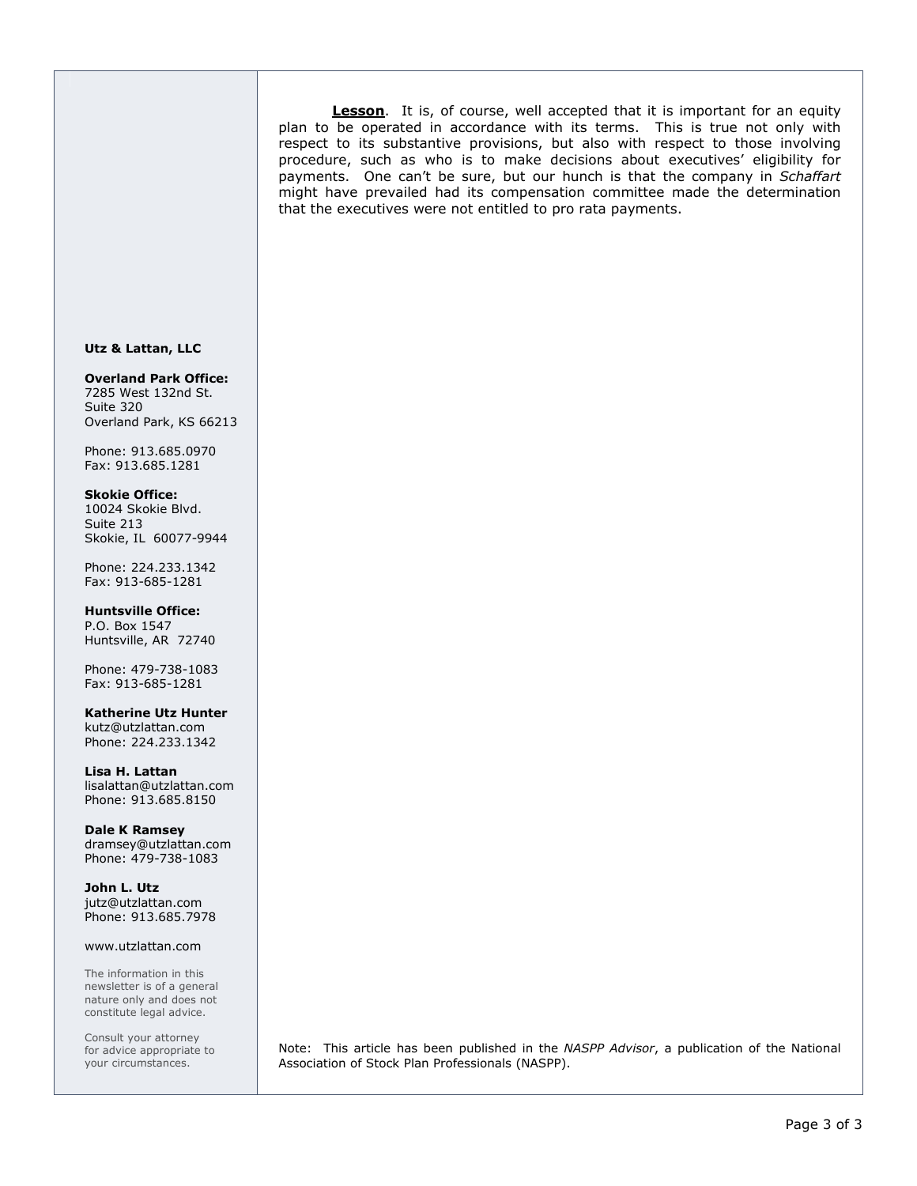**Lesson**. It is, of course, well accepted that it is important for an equity plan to be operated in accordance with its terms. This is true not only with respect to its substantive provisions, but also with respect to those involving procedure, such as who is to make decisions about executives' eligibility for payments. One can't be sure, but our hunch is that the company in *Schaffart* might have prevailed had its compensation committee made the determination that the executives were not entitled to pro rata payments.

Note: This article has been published in the *NASPP Advisor*, a publication of the National Association of Stock Plan Professionals (NASPP).

**Utz & Lattan, LLC**

**Overland Park Office:**
7285 West 132nd St.
Suite 320
Overland Park, KS 66213

Phone: 913.685.0970
Fax: 913.685.1281

**Skokie Office:**
10024 Skokie Blvd.
Suite 213
Skokie, IL 60077-9944

Phone: 224.233.1342
Fax: 913-685-1281

**Huntsville Office:**
P.O. Box 1547
Huntsville, AR 72740

Phone: 479-738-1083
Fax: 913-685-1281

**Katherine Utz Hunter**
kutz@utzlattan.com
Phone: 224.233.1342

**Lisa H. Lattan**
lisalattan@utzlattan.com
Phone: 913.685.8150

**Dale K Ramsey**
dramsey@utzlattan.com
Phone: 479-738-1083

**John L. Utz**
jutz@utzlattan.com
Phone: 913.685.7978

www.utzlattan.com

The information in this newsletter is of a general nature only and does not constitute legal advice.

Consult your attorney for advice appropriate to your circumstances.